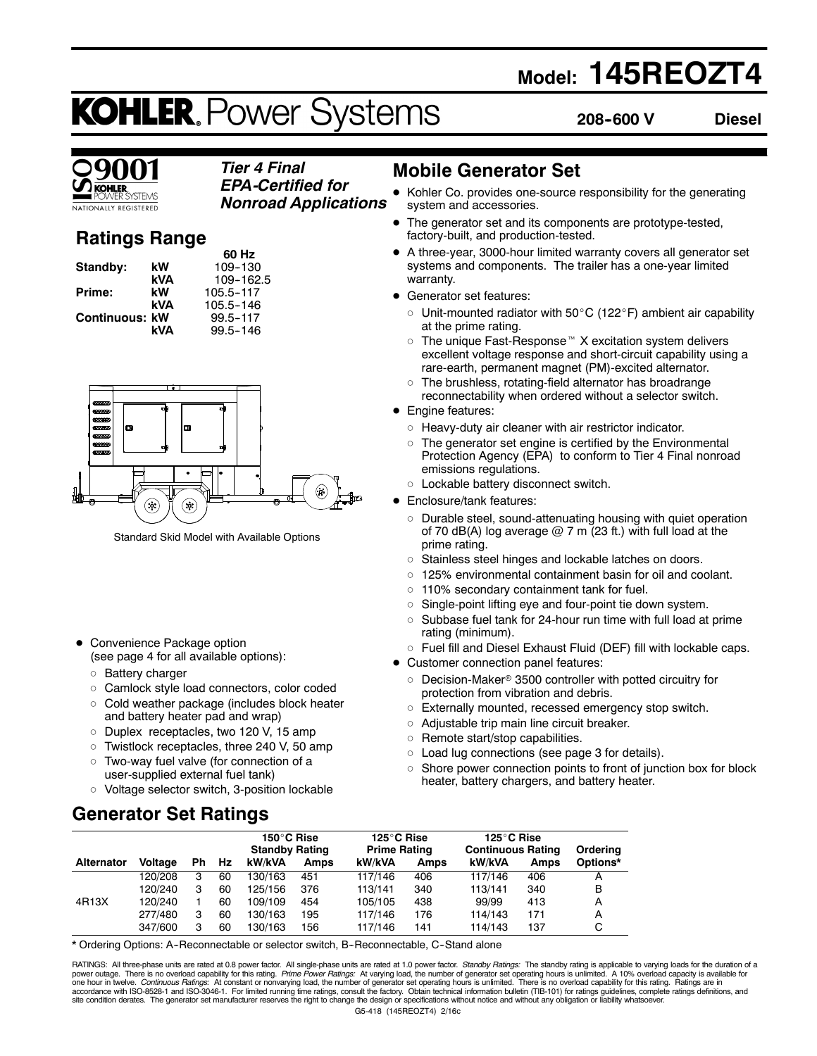# Model: 145REOZT4

# KOHLER. Power Systems

**208-600 V** **Diesel**

ISO 9001 KOHLER POWER SYSTEMS NATIONALLY REGISTERED

***Tier 4 Final EPA-Certified for Nonroad Applications***

## Ratings Range

| | | 60 Hz |
|---|---|---|
| **Standby:** | **kW** | 109-130 |
| | **kVA** | 109-162.5 |
| **Prime:** | **kW** | 105.5-117 |
| | **kVA** | 105.5-146 |
| **Continuous:** | **kW** | 99.5-117 |
| | **kVA** | 99.5-146 |

Standard Skid Model with Available Options

- Convenience Package option (see page 4 for all available options):
  - Battery charger
  - Camlock style load connectors, color coded
  - Cold weather package (includes block heater and battery heater pad and wrap)
  - Duplex receptacles, two 120 V, 15 amp
  - Twistlock receptacles, three 240 V, 50 amp
  - Two-way fuel valve (for connection of a user-supplied external fuel tank)
  - Voltage selector switch, 3-position lockable

## Mobile Generator Set

- Kohler Co. provides one-source responsibility for the generating system and accessories.
- The generator set and its components are prototype-tested, factory-built, and production-tested.
- A three-year, 3000-hour limited warranty covers all generator set systems and components. The trailer has a one-year limited warranty.
- Generator set features:
  - Unit-mounted radiator with 50°C (122°F) ambient air capability at the prime rating.
  - The unique Fast-Response™ X excitation system delivers excellent voltage response and short-circuit capability using a rare-earth, permanent magnet (PM)-excited alternator.
  - The brushless, rotating-field alternator has broadrange reconnectability when ordered without a selector switch.
- Engine features:
  - Heavy-duty air cleaner with air restrictor indicator.
  - The generator set engine is certified by the Environmental Protection Agency (EPA) to conform to Tier 4 Final nonroad emissions regulations.
  - Lockable battery disconnect switch.
- Enclosure/tank features:
  - Durable steel, sound-attenuating housing with quiet operation of 70 dB(A) log average @ 7 m (23 ft.) with full load at the prime rating.
  - Stainless steel hinges and lockable latches on doors.
  - 125% environmental containment basin for oil and coolant.
  - 110% secondary containment tank for fuel.
  - Single-point lifting eye and four-point tie down system.
  - Subbase fuel tank for 24-hour run time with full load at prime rating (minimum).
  - Fuel fill and Diesel Exhaust Fluid (DEF) fill with lockable caps.
- Customer connection panel features:
  - Decision-Maker® 3500 controller with potted circuitry for protection from vibration and debris.
  - Externally mounted, recessed emergency stop switch.
  - Adjustable trip main line circuit breaker.
  - Remote start/stop capabilities.
  - Load lug connections (see page 3 for details).
  - Shore power connection points to front of junction box for block heater, battery chargers, and battery heater.

## Generator Set Ratings

| | | | | 150°C Rise Standby Rating | | 125°C Rise Prime Rating | | 125°C Rise Continuous Rating | | |
|---|---|---|---|---|---|---|---|---|---|---|
| **Alternator** | **Voltage** | **Ph** | **Hz** | **kW/kVA** | **Amps** | **kW/kVA** | **Amps** | **kW/kVA** | **Amps** | **Ordering Options*** |
| 4R13X | 120/208 | 3 | 60 | 130/163 | 451 | 117/146 | 406 | 117/146 | 406 | A |
| | 120/240 | 3 | 60 | 125/156 | 376 | 113/141 | 340 | 113/141 | 340 | B |
| | 120/240 | 1 | 60 | 109/109 | 454 | 105/105 | 438 | 99/99 | 413 | A |
| | 277/480 | 3 | 60 | 130/163 | 195 | 117/146 | 176 | 114/143 | 171 | A |
| | 347/600 | 3 | 60 | 130/163 | 156 | 117/146 | 141 | 114/143 | 137 | C |

\* Ordering Options: A-Reconnectable or selector switch, B-Reconnectable, C-Stand alone

RATINGS: All three-phase units are rated at 0.8 power factor. All single-phase units are rated at 1.0 power factor. *Standby Ratings:* The standby rating is applicable to varying loads for the duration of a power outage. There is no overload capability for this rating. *Prime Power Ratings:* At varying load, the number of generator set operating hours is unlimited. A 10% overload capacity is available for one hour in twelve. *Continuous Ratings:* At constant or nonvarying load, the number of generator set operating hours is unlimited. There is no overload capability for this rating. Ratings are in accordance with ISO-8528-1 and ISO-3046-1. For limited running time ratings, consult the factory. Obtain technical information bulletin (TIB-101) for ratings guidelines, complete ratings definitions, and site condition derates. The generator set manufacturer reserves the right to change the design or specifications without notice and without any obligation or liability whatsoever.

G5-418 (145REOZT4) 2/16c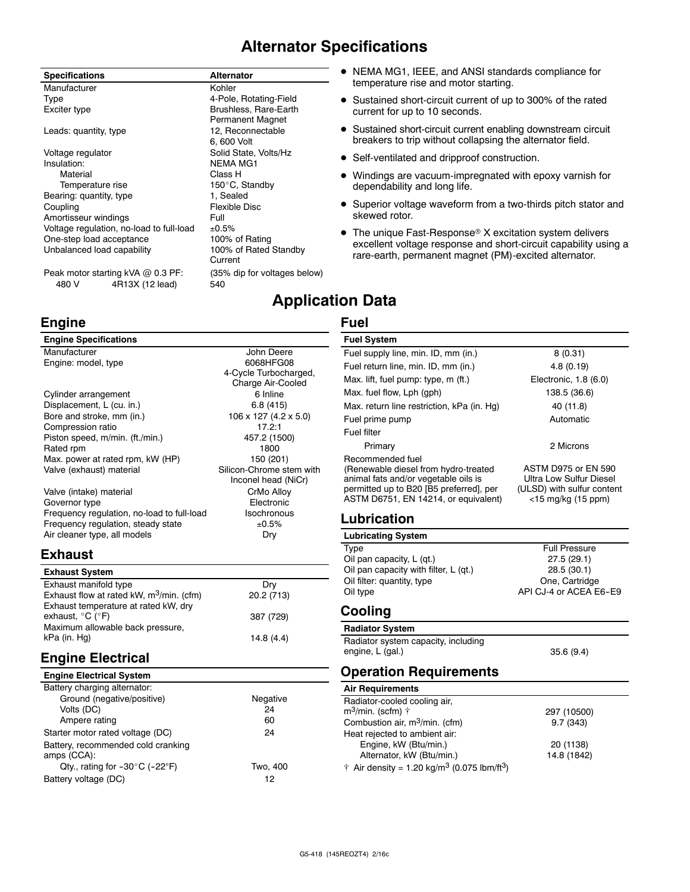# Alternator Specifications

| Specifications | Alternator |
|---|---|
| Manufacturer | Kohler |
| Type | 4-Pole, Rotating-Field |
| Exciter type | Brushless, Rare-Earth Permanent Magnet |
| Leads: quantity, type | 12, Reconnectable 6, 600 Volt |
| Voltage regulator | Solid State, Volts/Hz |
| Insulation: | NEMA MG1 |
| Material | Class H |
| Temperature rise | 150°C, Standby |
| Bearing: quantity, type | 1, Sealed |
| Coupling | Flexible Disc |
| Amortisseur windings | Full |
| Voltage regulation, no-load to full-load | ±0.5% |
| One-step load acceptance | 100% of Rating |
| Unbalanced load capability | 100% of Rated Standby Current |
| Peak motor starting kVA @ 0.3 PF: | (35% dip for voltages below) |
| 480 V 4R13X (12 lead) | 540 |

- NEMA MG1, IEEE, and ANSI standards compliance for temperature rise and motor starting.
- Sustained short-circuit current of up to 300% of the rated current for up to 10 seconds.
- Sustained short-circuit current enabling downstream circuit breakers to trip without collapsing the alternator field.
- Self-ventilated and dripproof construction.
- Windings are vacuum-impregnated with epoxy varnish for dependability and long life.
- Superior voltage waveform from a two-thirds pitch stator and skewed rotor.
- The unique Fast-Response® X excitation system delivers excellent voltage response and short-circuit capability using a rare-earth, permanent magnet (PM)-excited alternator.

# Application Data

## Engine

| Engine Specifications | |
|---|---|
| Manufacturer | John Deere |
| Engine: model, type | 6068HFG08 4-Cycle Turbocharged, Charge Air-Cooled |
| Cylinder arrangement | 6 Inline |
| Displacement, L (cu. in.) | 6.8 (415) |
| Bore and stroke, mm (in.) | 106 x 127 (4.2 x 5.0) |
| Compression ratio | 17.2:1 |
| Piston speed, m/min. (ft./min.) | 457.2 (1500) |
| Rated rpm | 1800 |
| Max. power at rated rpm, kW (HP) | 150 (201) |
| Valve (exhaust) material | Silicon-Chrome stem with Inconel head (NiCr) |
| Valve (intake) material | CrMo Alloy |
| Governor type | Electronic |
| Frequency regulation, no-load to full-load | Isochronous |
| Frequency regulation, steady state | ±0.5% |
| Air cleaner type, all models | Dry |

## Exhaust

| Exhaust System | |
|---|---|
| Exhaust manifold type | Dry |
| Exhaust flow at rated kW, $m^3$/min. (cfm) | 20.2 (713) |
| Exhaust temperature at rated kW, dry exhaust, °C (°F) | 387 (729) |
| Maximum allowable back pressure, kPa (in. Hg) | 14.8 (4.4) |

## Engine Electrical

| Engine Electrical System | |
|---|---|
| Battery charging alternator: | |
| Ground (negative/positive) | Negative |
| Volts (DC) | 24 |
| Ampere rating | 60 |
| Starter motor rated voltage (DC) | 24 |
| Battery, recommended cold cranking amps (CCA): | |
| Qty., rating for -30°C (-22°F) | Two, 400 |
| Battery voltage (DC) | 12 |

## Fuel

| Fuel System | |
|---|---|
| Fuel supply line, min. ID, mm (in.) | 8 (0.31) |
| Fuel return line, min. ID, mm (in.) | 4.8 (0.19) |
| Max. lift, fuel pump: type, m (ft.) | Electronic, 1.8 (6.0) |
| Max. fuel flow, Lph (gph) | 138.5 (36.6) |
| Max. return line restriction, kPa (in. Hg) | 40 (11.8) |
| Fuel prime pump | Automatic |
| Fuel filter | |
| Primary | 2 Microns |
| Recommended fuel (Renewable diesel from hydro-treated animal fats and/or vegetable oils is permitted up to B20 [B5 preferred], per ASTM D6751, EN 14214, or equivalent) | ASTM D975 or EN 590 Ultra Low Sulfur Diesel (ULSD) with sulfur content <15 mg/kg (15 ppm) |

## Lubrication

| Lubricating System | |
|---|---|
| Type | Full Pressure |
| Oil pan capacity, L (qt.) | 27.5 (29.1) |
| Oil pan capacity with filter, L (qt.) | 28.5 (30.1) |
| Oil filter: quantity, type | One, Cartridge |
| Oil type | API CJ-4 or ACEA E6-E9 |

## Cooling

| Radiator System | |
|---|---|
| Radiator system capacity, including engine, L (gal.) | 35.6 (9.4) |

## Operation Requirements

| Air Requirements | |
|---|---|
| Radiator-cooled cooling air, $m^3$/min. (scfm) † | 297 (10500) |
| Combustion air, $m^3$/min. (cfm) | 9.7 (343) |
| Heat rejected to ambient air: | |
| Engine, kW (Btu/min.) | 20 (1138) |
| Alternator, kW (Btu/min.) | 14.8 (1842) |

† Air density = 1.20 kg/$m^3$ (0.075 lbm/$ft^3$)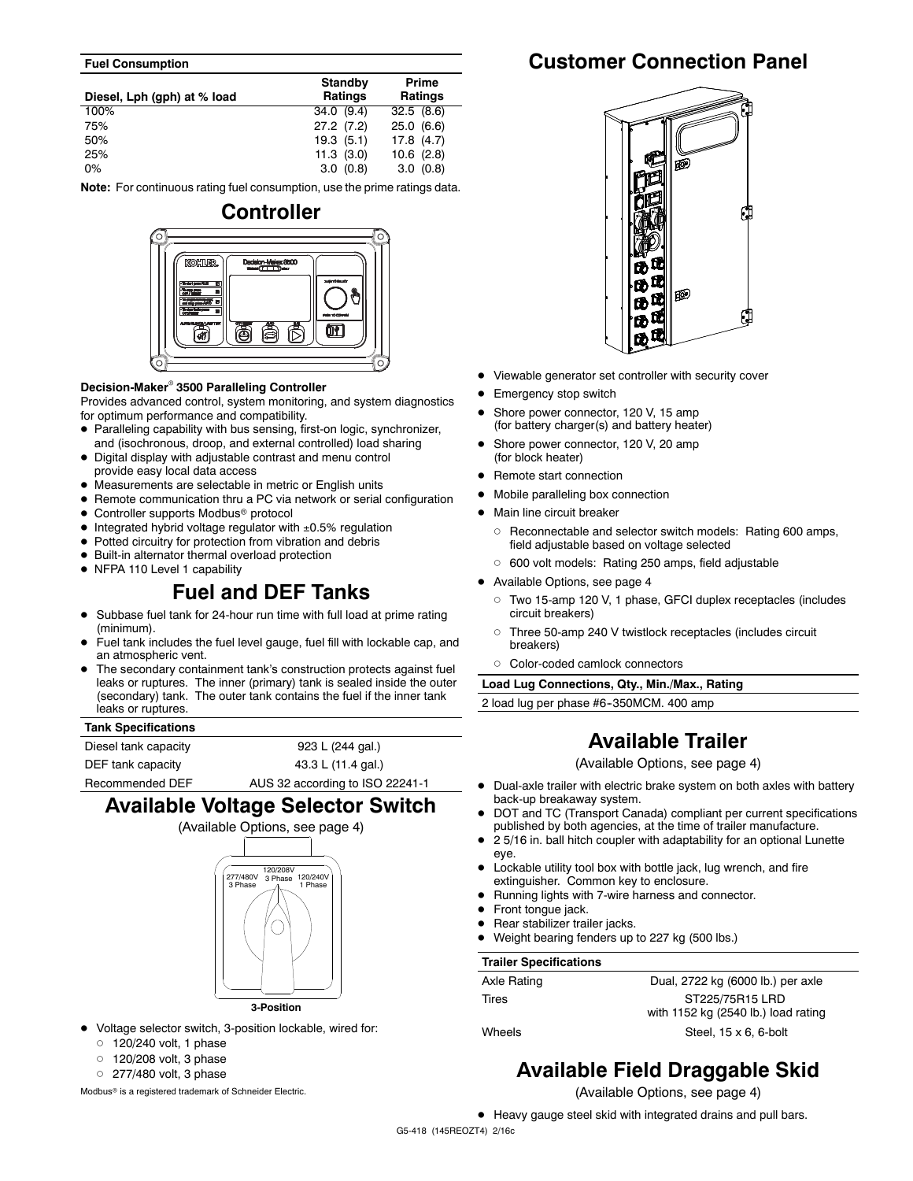| Fuel Consumption | | |
|---|---|---|
| Diesel, Lph (gph) at % load | Standby Ratings | Prime Ratings |
| 100% | 34.0 (9.4) | 32.5 (8.6) |
| 75% | 27.2 (7.2) | 25.0 (6.6) |
| 50% | 19.3 (5.1) | 17.8 (4.7) |
| 25% | 11.3 (3.0) | 10.6 (2.8) |
| 0% | 3.0 (0.8) | 3.0 (0.8) |

**Note:** For continuous rating fuel consumption, use the prime ratings data.

## Controller

**Decision-Maker® 3500 Paralleling Controller**

Provides advanced control, system monitoring, and system diagnostics for optimum performance and compatibility.

- Paralleling capability with bus sensing, first-on logic, synchronizer, and (isochronous, droop, and external controlled) load sharing
- Digital display with adjustable contrast and menu control provide easy local data access
- Measurements are selectable in metric or English units
- Remote communication thru a PC via network or serial configuration
- Controller supports Modbus® protocol
- Integrated hybrid voltage regulator with ±0.5% regulation
- Potted circuitry for protection from vibration and debris
- Built-in alternator thermal overload protection
- NFPA 110 Level 1 capability

## Fuel and DEF Tanks

- Subbase fuel tank for 24-hour run time with full load at prime rating (minimum).
- Fuel tank includes the fuel level gauge, fuel fill with lockable cap, and an atmospheric vent.
- The secondary containment tank's construction protects against fuel leaks or ruptures. The inner (primary) tank is sealed inside the outer (secondary) tank. The outer tank contains the fuel if the inner tank leaks or ruptures.

| Tank Specifications | |
|---|---|
| Diesel tank capacity | 923 L (244 gal.) |
| DEF tank capacity | 43.3 L (11.4 gal.) |
| Recommended DEF | AUS 32 according to ISO 22241-1 |

## Available Voltage Selector Switch

(Available Options, see page 4)

3-Position

- Voltage selector switch, 3-position lockable, wired for:
  - 120/240 volt, 1 phase
  - 120/208 volt, 3 phase
  - 277/480 volt, 3 phase

Modbus® is a registered trademark of Schneider Electric.

## Customer Connection Panel

- Viewable generator set controller with security cover
- Emergency stop switch
- Shore power connector, 120 V, 15 amp (for battery charger(s) and battery heater)
- Shore power connector, 120 V, 20 amp (for block heater)
- Remote start connection
- Mobile paralleling box connection
- Main line circuit breaker
  - Reconnectable and selector switch models: Rating 600 amps, field adjustable based on voltage selected
  - 600 volt models: Rating 250 amps, field adjustable
- Available Options, see page 4
  - Two 15-amp 120 V, 1 phase, GFCI duplex receptacles (includes circuit breakers)
  - Three 50-amp 240 V twistlock receptacles (includes circuit breakers)
  - Color-coded camlock connectors

| Load Lug Connections, Qty., Min./Max., Rating |
|---|
| 2 load lug per phase #6-350MCM. 400 amp |

## Available Trailer

(Available Options, see page 4)

- Dual-axle trailer with electric brake system on both axles with battery back-up breakaway system.
- DOT and TC (Transport Canada) compliant per current specifications published by both agencies, at the time of trailer manufacture.
- 2 5/16 in. ball hitch coupler with adaptability for an optional Lunette eye.
- Lockable utility tool box with bottle jack, lug wrench, and fire extinguisher. Common key to enclosure.
- Running lights with 7-wire harness and connector.
- Front tongue jack.
- Rear stabilizer trailer jacks.
- Weight bearing fenders up to 227 kg (500 lbs.)

| Trailer Specifications | |
|---|---|
| Axle Rating | Dual, 2722 kg (6000 lb.) per axle |
| Tires | ST225/75R15 LRD with 1152 kg (2540 lb.) load rating |
| Wheels | Steel, 15 x 6, 6-bolt |

## Available Field Draggable Skid

(Available Options, see page 4)

- Heavy gauge steel skid with integrated drains and pull bars.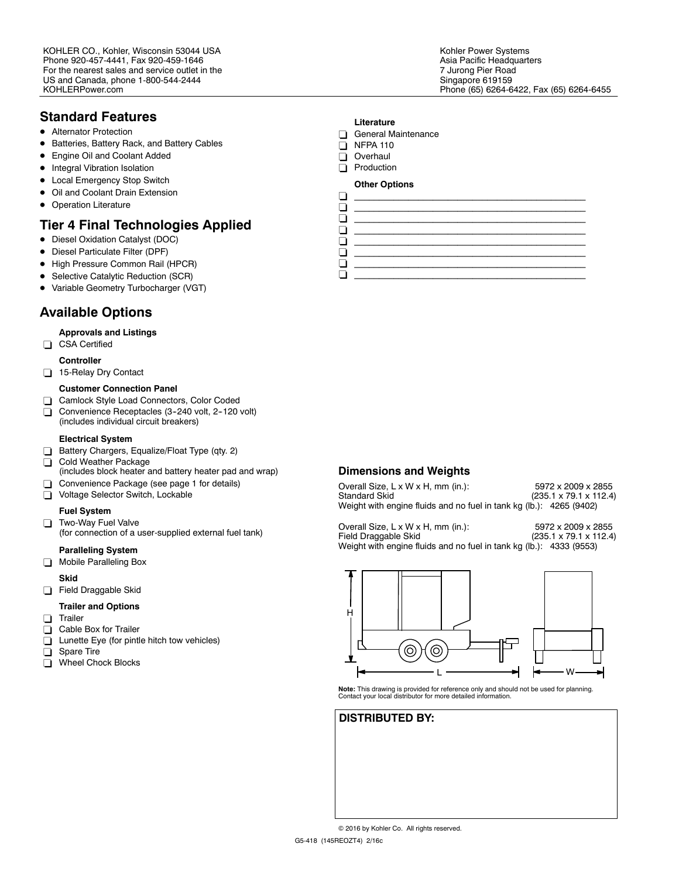KOHLER CO., Kohler, Wisconsin 53044 USA
Phone 920-457-4441, Fax 920-459-1646
For the nearest sales and service outlet in the US and Canada, phone 1-800-544-2444
KOHLERPower.com

Kohler Power Systems
Asia Pacific Headquarters
7 Jurong Pier Road
Singapore 619159
Phone (65) 6264-6422, Fax (65) 6264-6455

## Standard Features

- Alternator Protection
- Batteries, Battery Rack, and Battery Cables
- Engine Oil and Coolant Added
- Integral Vibration Isolation
- Local Emergency Stop Switch
- Oil and Coolant Drain Extension
- Operation Literature

## Tier 4 Final Technologies Applied

- Diesel Oxidation Catalyst (DOC)
- Diesel Particulate Filter (DPF)
- High Pressure Common Rail (HPCR)
- Selective Catalytic Reduction (SCR)
- Variable Geometry Turbocharger (VGT)

## Available Options

**Approvals and Listings**

- ❑ CSA Certified

**Controller**

- ❑ 15-Relay Dry Contact

**Customer Connection Panel**

- ❑ Camlock Style Load Connectors, Color Coded
- ❑ Convenience Receptacles (3-240 volt, 2-120 volt) (includes individual circuit breakers)

**Electrical System**

- ❑ Battery Chargers, Equalize/Float Type (qty. 2)
- ❑ Cold Weather Package (includes block heater and battery heater pad and wrap)
- ❑ Convenience Package (see page 1 for details)
- ❑ Voltage Selector Switch, Lockable

**Fuel System**

- ❑ Two-Way Fuel Valve (for connection of a user-supplied external fuel tank)

**Paralleling System**

- ❑ Mobile Paralleling Box

**Skid**

- ❑ Field Draggable Skid

**Trailer and Options**

- ❑ Trailer
- ❑ Cable Box for Trailer
- ❑ Lunette Eye (for pintle hitch tow vehicles)
- ❑ Spare Tire
- ❑ Wheel Chock Blocks

**Literature**

- ❑ General Maintenance
- ❑ NFPA 110
- ❑ Overhaul
- ❑ Production

**Other Options**

- ❑ ____________________
- ❑ ____________________
- ❑ ____________________
- ❑ ____________________
- ❑ ____________________
- ❑ ____________________
- ❑ ____________________
- ❑ ____________________

## Dimensions and Weights

Overall Size, L x W x H, mm (in.): 5972 x 2009 x 2855
Standard Skid (235.1 x 79.1 x 112.4)
Weight with engine fluids and no fuel in tank kg (lb.): 4265 (9402)

Overall Size, L x W x H, mm (in.): 5972 x 2009 x 2855
Field Draggable Skid (235.1 x 79.1 x 112.4)
Weight with engine fluids and no fuel in tank kg (lb.): 4333 (9553)

H

L

W

**Note:** This drawing is provided for reference only and should not be used for planning. Contact your local distributor for more detailed information.

**DISTRIBUTED BY:**

© 2016 by Kohler Co. All rights reserved.

G5-418 (145REOZT4) 2/16c